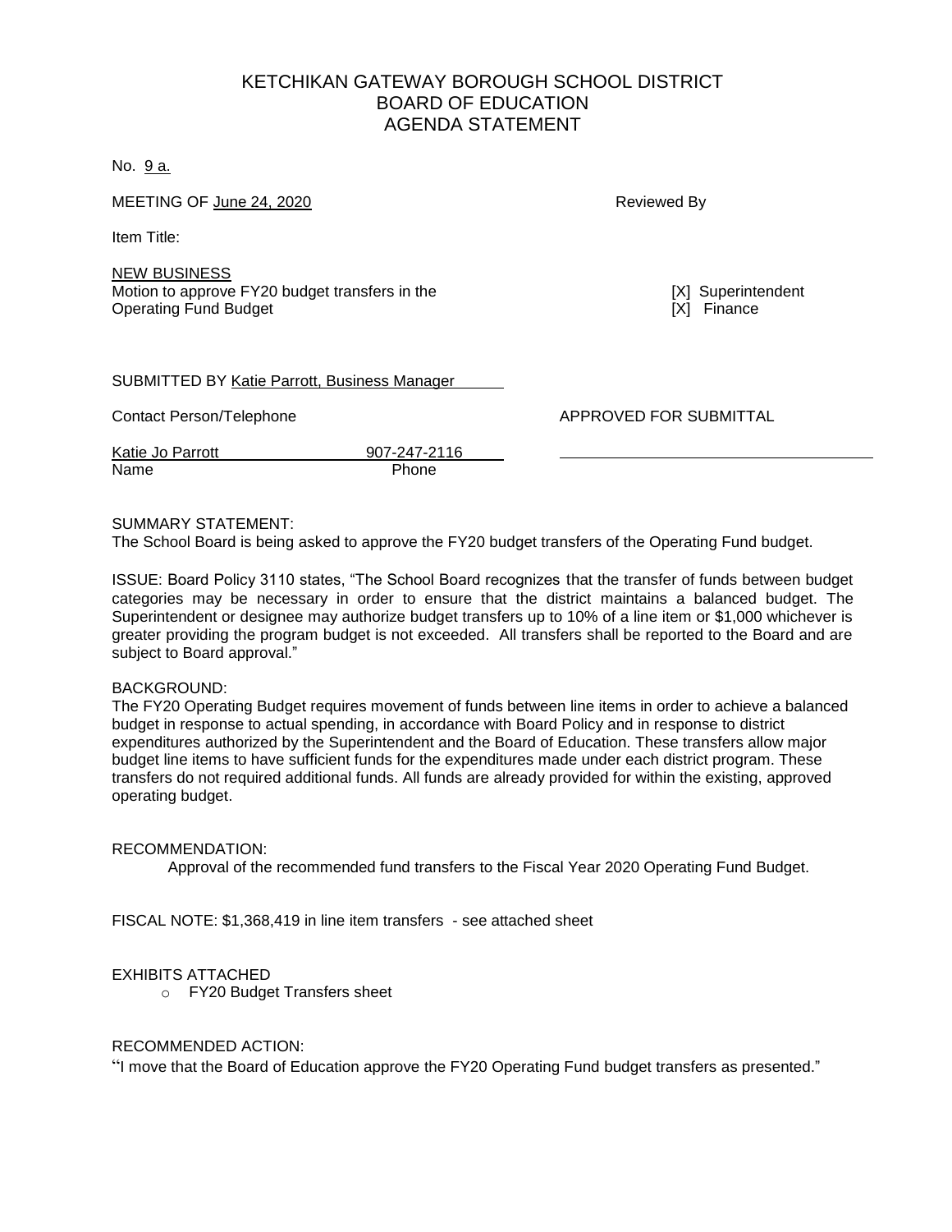# KETCHIKAN GATEWAY BOROUGH SCHOOL DISTRICT
## BOARD OF EDUCATION
## AGENDA STATEMENT

No. 9 a.

MEETING OF June 24, 2020

Reviewed By

Item Title:

NEW BUSINESS
Motion to approve FY20 budget transfers in the Operating Fund Budget

[X] Superintendent
[X] Finance

SUBMITTED BY Katie Parrott, Business Manager

Contact Person/Telephone

APPROVED FOR SUBMITTAL

Katie Jo Parrott — 907-247-2116
Name — Phone

SUMMARY STATEMENT:
The School Board is being asked to approve the FY20 budget transfers of the Operating Fund budget.

ISSUE: Board Policy 3110 states, "The School Board recognizes that the transfer of funds between budget categories may be necessary in order to ensure that the district maintains a balanced budget. The Superintendent or designee may authorize budget transfers up to 10% of a line item or $1,000 whichever is greater providing the program budget is not exceeded. All transfers shall be reported to the Board and are subject to Board approval."

BACKGROUND:
The FY20 Operating Budget requires movement of funds between line items in order to achieve a balanced budget in response to actual spending, in accordance with Board Policy and in response to district expenditures authorized by the Superintendent and the Board of Education. These transfers allow major budget line items to have sufficient funds for the expenditures made under each district program. These transfers do not required additional funds. All funds are already provided for within the existing, approved operating budget.

RECOMMENDATION:
Approval of the recommended fund transfers to the Fiscal Year 2020 Operating Fund Budget.

FISCAL NOTE: $1,368,419 in line item transfers - see attached sheet

EXHIBITS ATTACHED
- FY20 Budget Transfers sheet

RECOMMENDED ACTION:
"I move that the Board of Education approve the FY20 Operating Fund budget transfers as presented."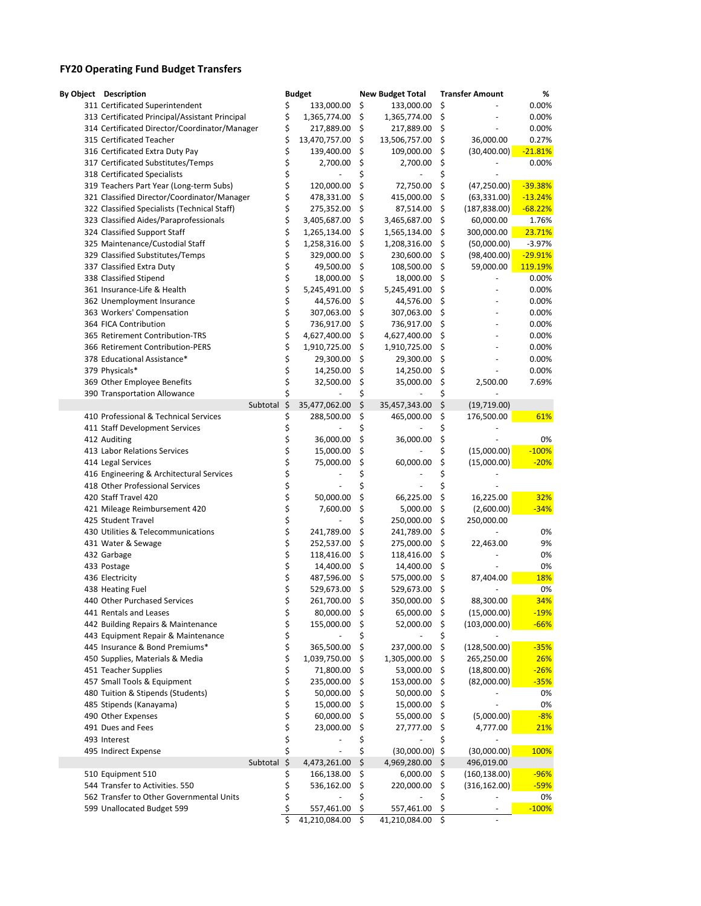# FY20 Operating Fund Budget Transfers

| By Object | Description | Budget | New Budget Total | Transfer Amount | % |
|---|---|---|---|---|---|
| 311 | Certificated Superintendent | $ 133,000.00 | $ 133,000.00 | $ - | 0.00% |
| 313 | Certificated Principal/Assistant Principal | $ 1,365,774.00 | $ 1,365,774.00 | $ - | 0.00% |
| 314 | Certificated Director/Coordinator/Manager | $ 217,889.00 | $ 217,889.00 | $ - | 0.00% |
| 315 | Certificated Teacher | $ 13,470,757.00 | $ 13,506,757.00 | $ 36,000.00 | 0.27% |
| 316 | Certificated Extra Duty Pay | $ 139,400.00 | $ 109,000.00 | $ (30,400.00) | -21.81% |
| 317 | Certificated Substitutes/Temps | $ 2,700.00 | $ 2,700.00 | $ - | 0.00% |
| 318 | Certificated Specialists | $ - | $ - | $ - | |
| 319 | Teachers Part Year (Long-term Subs) | $ 120,000.00 | $ 72,750.00 | $ (47,250.00) | -39.38% |
| 321 | Classified Director/Coordinator/Manager | $ 478,331.00 | $ 415,000.00 | $ (63,331.00) | -13.24% |
| 322 | Classified Specialists (Technical Staff) | $ 275,352.00 | $ 87,514.00 | $ (187,838.00) | -68.22% |
| 323 | Classified Aides/Paraprofessionals | $ 3,405,687.00 | $ 3,465,687.00 | $ 60,000.00 | 1.76% |
| 324 | Classified Support Staff | $ 1,265,134.00 | $ 1,565,134.00 | $ 300,000.00 | 23.71% |
| 325 | Maintenance/Custodial Staff | $ 1,258,316.00 | $ 1,208,316.00 | $ (50,000.00) | -3.97% |
| 329 | Classified Substitutes/Temps | $ 329,000.00 | $ 230,600.00 | $ (98,400.00) | -29.91% |
| 337 | Classified Extra Duty | $ 49,500.00 | $ 108,500.00 | $ 59,000.00 | 119.19% |
| 338 | Classified Stipend | $ 18,000.00 | $ 18,000.00 | $ - | 0.00% |
| 361 | Insurance-Life & Health | $ 5,245,491.00 | $ 5,245,491.00 | $ - | 0.00% |
| 362 | Unemployment Insurance | $ 44,576.00 | $ 44,576.00 | $ - | 0.00% |
| 363 | Workers' Compensation | $ 307,063.00 | $ 307,063.00 | $ - | 0.00% |
| 364 | FICA Contribution | $ 736,917.00 | $ 736,917.00 | $ - | 0.00% |
| 365 | Retirement Contribution-TRS | $ 4,627,400.00 | $ 4,627,400.00 | $ - | 0.00% |
| 366 | Retirement Contribution-PERS | $ 1,910,725.00 | $ 1,910,725.00 | $ - | 0.00% |
| 378 | Educational Assistance* | $ 29,300.00 | $ 29,300.00 | $ - | 0.00% |
| 379 | Physicals* | $ 14,250.00 | $ 14,250.00 | $ - | 0.00% |
| 369 | Other Employee Benefits | $ 32,500.00 | $ 35,000.00 | $ 2,500.00 | 7.69% |
| 390 | Transportation Allowance | $ - | $ - | $ - | |
| | Subtotal | $ 35,477,062.00 | $ 35,457,343.00 | $ (19,719.00) | |
| 410 | Professional & Technical Services | $ 288,500.00 | $ 465,000.00 | $ 176,500.00 | 61% |
| 411 | Staff Development Services | $ - | $ - | $ - | |
| 412 | Auditing | $ 36,000.00 | $ 36,000.00 | $ - | 0% |
| 413 | Labor Relations Services | $ 15,000.00 | $ - | $ (15,000.00) | -100% |
| 414 | Legal Services | $ 75,000.00 | $ 60,000.00 | $ (15,000.00) | -20% |
| 416 | Engineering & Architectural Services | $ - | $ - | $ - | |
| 418 | Other Professional Services | $ - | $ - | $ - | |
| 420 | Staff Travel 420 | $ 50,000.00 | $ 66,225.00 | $ 16,225.00 | 32% |
| 421 | Mileage Reimbursement 420 | $ 7,600.00 | $ 5,000.00 | $ (2,600.00) | -34% |
| 425 | Student Travel | $ - | $ 250,000.00 | $ 250,000.00 | |
| 430 | Utilities & Telecommunications | $ 241,789.00 | $ 241,789.00 | $ - | 0% |
| 431 | Water & Sewage | $ 252,537.00 | $ 275,000.00 | $ 22,463.00 | 9% |
| 432 | Garbage | $ 118,416.00 | $ 118,416.00 | $ - | 0% |
| 433 | Postage | $ 14,400.00 | $ 14,400.00 | $ - | 0% |
| 436 | Electricity | $ 487,596.00 | $ 575,000.00 | $ 87,404.00 | 18% |
| 438 | Heating Fuel | $ 529,673.00 | $ 529,673.00 | $ - | 0% |
| 440 | Other Purchased Services | $ 261,700.00 | $ 350,000.00 | $ 88,300.00 | 34% |
| 441 | Rentals and Leases | $ 80,000.00 | $ 65,000.00 | $ (15,000.00) | -19% |
| 442 | Building Repairs & Maintenance | $ 155,000.00 | $ 52,000.00 | $ (103,000.00) | -66% |
| 443 | Equipment Repair & Maintenance | $ - | $ - | $ - | |
| 445 | Insurance & Bond Premiums* | $ 365,500.00 | $ 237,000.00 | $ (128,500.00) | -35% |
| 450 | Supplies, Materials & Media | $ 1,039,750.00 | $ 1,305,000.00 | $ 265,250.00 | 26% |
| 451 | Teacher Supplies | $ 71,800.00 | $ 53,000.00 | $ (18,800.00) | -26% |
| 457 | Small Tools & Equipment | $ 235,000.00 | $ 153,000.00 | $ (82,000.00) | -35% |
| 480 | Tuition & Stipends (Students) | $ 50,000.00 | $ 50,000.00 | $ - | 0% |
| 485 | Stipends (Kanayama) | $ 15,000.00 | $ 15,000.00 | $ - | 0% |
| 490 | Other Expenses | $ 60,000.00 | $ 55,000.00 | $ (5,000.00) | -8% |
| 491 | Dues and Fees | $ 23,000.00 | $ 27,777.00 | $ 4,777.00 | 21% |
| 493 | Interest | $ - | $ - | $ - | |
| 495 | Indirect Expense | $ - | $ (30,000.00) | $ (30,000.00) | 100% |
| | Subtotal | $ 4,473,261.00 | $ 4,969,280.00 | $ 496,019.00 | |
| 510 | Equipment 510 | $ 166,138.00 | $ 6,000.00 | $ (160,138.00) | -96% |
| 544 | Transfer to Activities. 550 | $ 536,162.00 | $ 220,000.00 | $ (316,162.00) | -59% |
| 562 | Transfer to Other Governmental Units | $ - | $ - | $ - | 0% |
| 599 | Unallocated Budget 599 | $ 557,461.00 | $ 557,461.00 | $ - | -100% |
| | | $ 41,210,084.00 | $ 41,210,084.00 | $ - | |